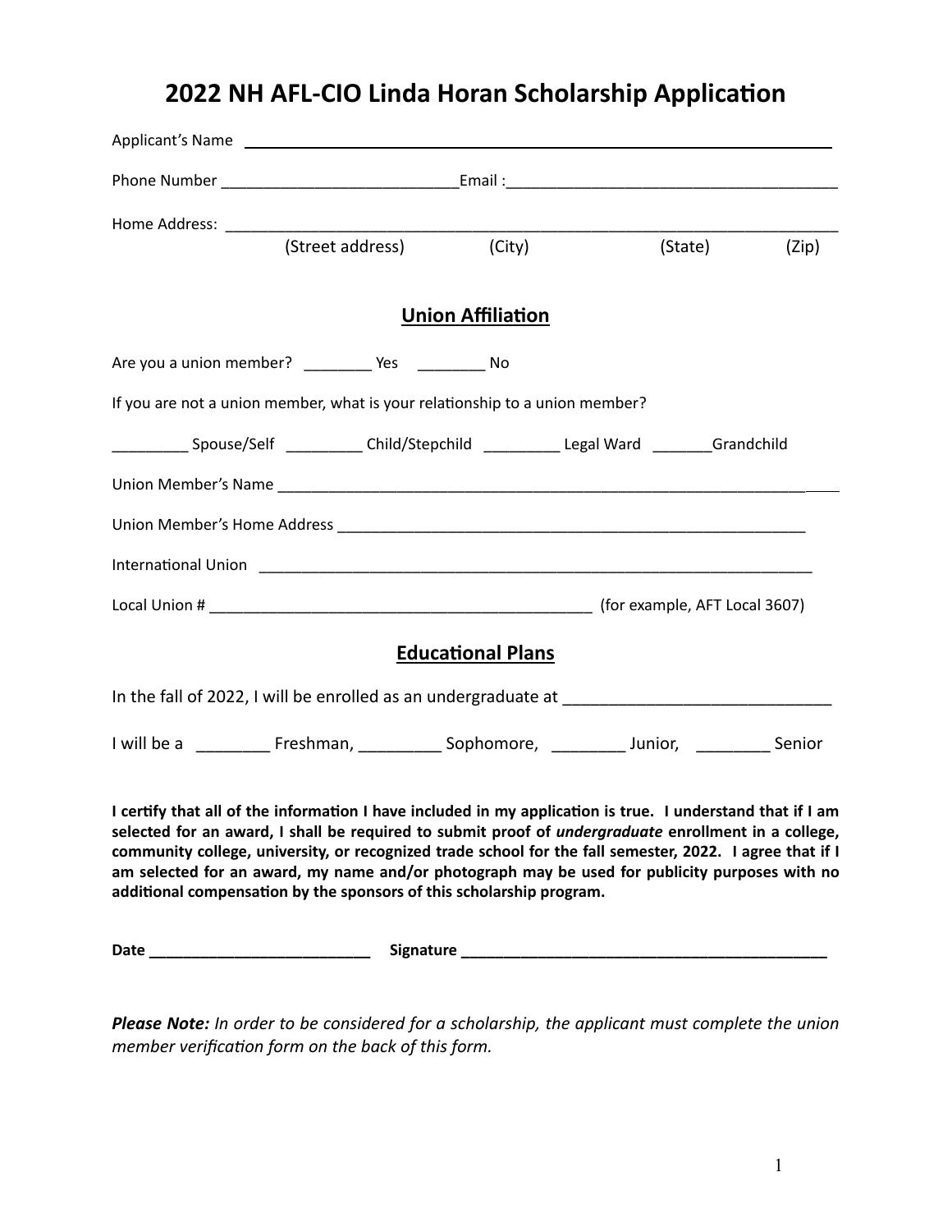# 2022 NH AFL-CIO Linda Horan Scholarship Application

Applicant's Name ________________________________________________

Phone Number ____________________________Email :_______________________________________

Home Address: ___________________________________________________________________________

(Street address) (City) (State) (Zip)

## Union Affiliation

Are you a union member? ________ Yes ________ No

If you are not a union member, what is your relationship to a union member?

_________ Spouse/Self _________ Child/Stepchild _________ Legal Ward _______Grandchild

Union Member's Name ___________________________________________________________________

Union Member's Home Address _________________________________________________________

International Union ___________________________________________________________________

Local Union # _____________________________________________ (for example, AFT Local 3607)

## Educational Plans

In the fall of 2022, I will be enrolled as an undergraduate at _____________________________

I will be a ________ Freshman, _________ Sophomore, ________ Junior, ________ Senior

**I certify that all of the information I have included in my application is true. I understand that if I am selected for an award, I shall be required to submit proof of *undergraduate* enrollment in a college, community college, university, or recognized trade school for the fall semester, 2022. I agree that if I am selected for an award, my name and/or photograph may be used for publicity purposes with no additional compensation by the sponsors of this scholarship program.**

**Date __________________________ Signature ____________________________________________**

***Please Note:*** *In order to be considered for a scholarship, the applicant must complete the union member verification form on the back of this form.*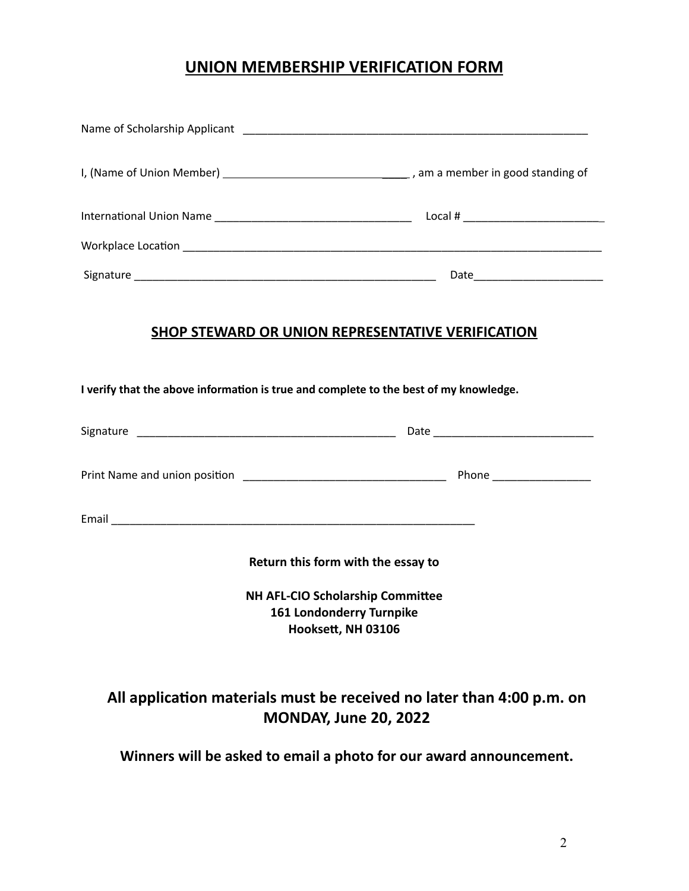## UNION MEMBERSHIP VERIFICATION FORM

Name of Scholarship Applicant ____________________________________________________________

I, (Name of Union Member) ________________________________ , am a member in good standing of

International Union Name __________________________________ Local # ________________________

Workplace Location __________________________________________________________________________

Signature ____________________________________________________ Date______________________

## SHOP STEWARD OR UNION REPRESENTATIVE VERIFICATION

**I verify that the above information is true and complete to the best of my knowledge.**

Signature ____________________________________________ Date ___________________________

Print Name and union position __________________________________ Phone _________________

Email ______________________________________________________________

**Return this form with the essay to**

**NH AFL-CIO Scholarship Committee**
**161 Londonderry Turnpike**
**Hooksett, NH 03106**

**All application materials must be received no later than 4:00 p.m. on MONDAY, June 20, 2022**

**Winners will be asked to email a photo for our award announcement.**